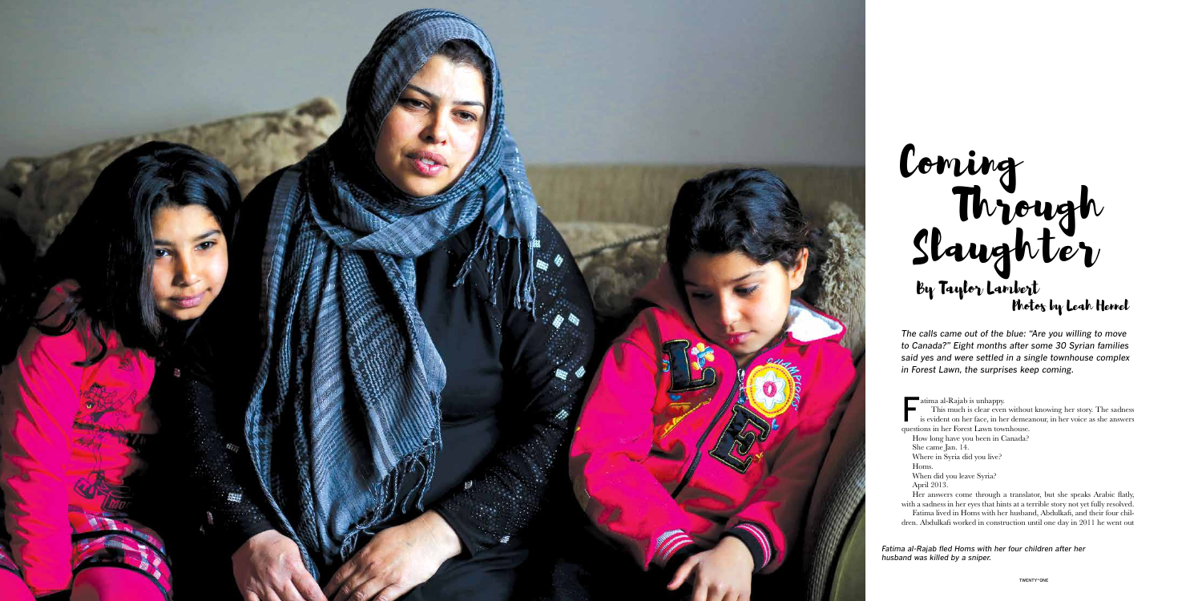# Coming Through Slaughter

## By Taylor Lambert

### Photos by Leah Hennel

*The calls came out of the blue: "Are you willing to move to Canada?" Eight months after some 30 Syrian families said yes and were settled in a single townhouse complex in Forest Lawn, the surprises keep coming.*

Fatima al-Rajab is unhappy.

This much is clear even without knowing her story. The sadness is evident on her face, in her demeanour, in her voice as she answers questions in her Forest Lawn townhouse.

How long have you been in Canada?

She came Jan. 14.

Where in Syria did you live?

Homs.

When did you leave Syria?

April 2013.

Her answers come through a translator, but she speaks Arabic flatly, with a sadness in her eyes that hints at a terrible story not yet fully resolved.

Fatima lived in Homs with her husband, Abdulkafi, and their four children. Abdulkafi worked in construction until one day in 2011 he went out

*Fatima al-Rajab fled Homs with her four children after her husband was killed by a sniper.*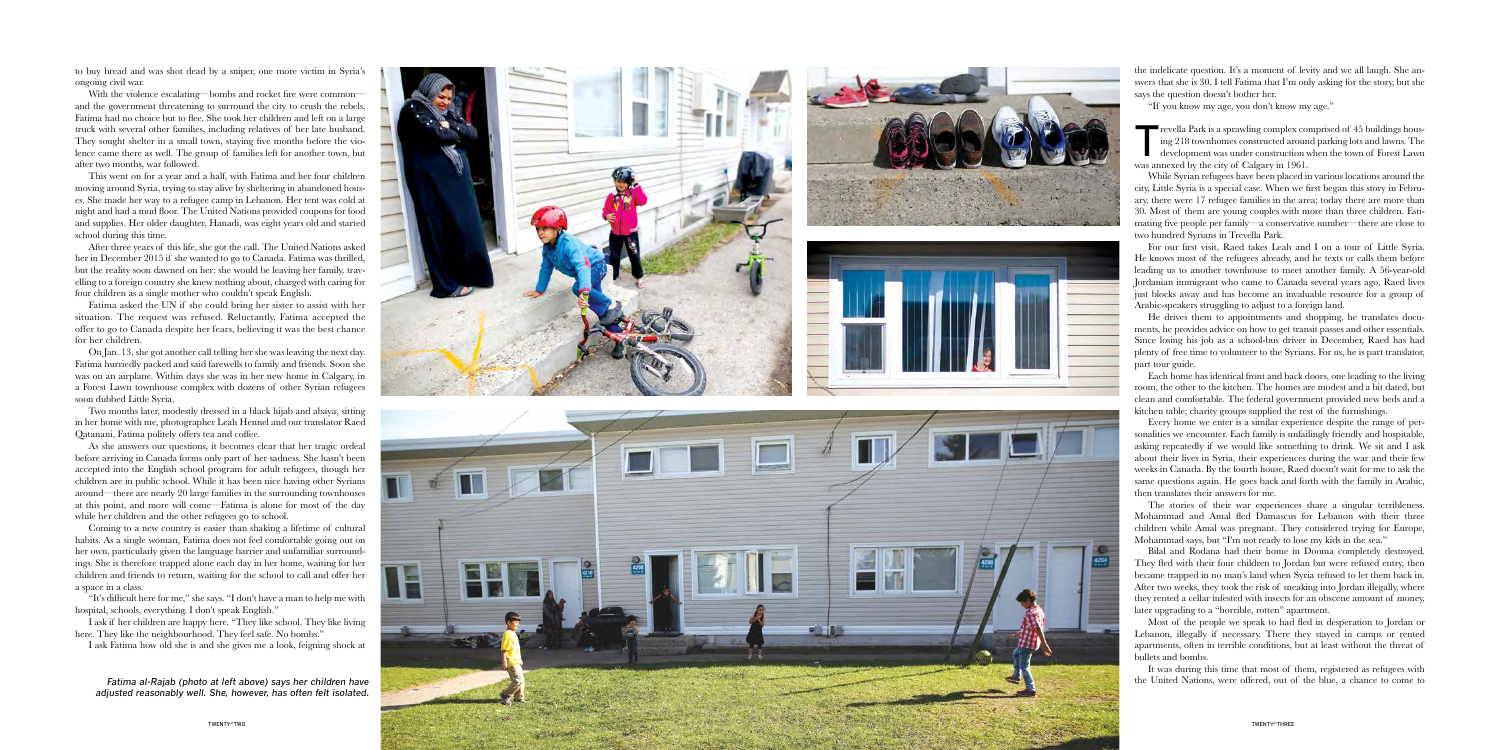to buy bread and was shot dead by a sniper, one more victim in Syria's ongoing civil war.

With the violence escalating—bombs and rocket fire were common—and the government threatening to surround the city to crush the rebels, Fatima had no choice but to flee. She took her children and left on a large truck with several other families, including relatives of her late husband. They sought shelter in a small town, staying five months before the violence came there as well. The group of families left for another town, but after two months, war followed.

This went on for a year and a half, with Fatima and her four children moving around Syria, trying to stay alive by sheltering in abandoned houses. She made her way to a refugee camp in Lebanon. Her tent was cold at night and had a mud floor. The United Nations provided coupons for food and supplies. Her older daughter, Hanadi, was eight years old and started school during this time.

After three years of this life, she got the call. The United Nations asked her in December 2015 if she wanted to go to Canada. Fatima was thrilled, but the reality soon dawned on her: she would be leaving her family, travelling to a foreign country she knew nothing about, charged with caring for four children as a single mother who couldn't speak English.

Fatima asked the UN if she could bring her sister to assist with her situation. The request was refused. Reluctantly, Fatima accepted the offer to go to Canada despite her fears, believing it was the best chance for her children.

On Jan. 13, she got another call telling her she was leaving the next day. Fatima hurriedly packed and said farewells to family and friends. Soon she was on an airplane. Within days she was in her new home in Calgary, in a Forest Lawn townhouse complex with dozens of other Syrian refugees soon dubbed Little Syria.

Two months later, modestly dressed in a black hijab and abaya, sitting in her home with me, photographer Leah Hennel and our translator Raed Qatanani, Fatima politely offers tea and coffee.

As she answers our questions, it becomes clear that her tragic ordeal before arriving in Canada forms only part of her sadness. She hasn't been accepted into the English school program for adult refugees, though her children are in public school. While it has been nice having other Syrians around—there are nearly 20 large families in the surrounding townhouses at this point, and more will come—Fatima is alone for most of the day while her children and the other refugees go to school.

Coming to a new country is easier than shaking a lifetime of cultural habits. As a single woman, Fatima does not feel comfortable going out on her own, particularly given the language barrier and unfamiliar surroundings. She is therefore trapped alone each day in her home, waiting for her children and friends to return, waiting for the school to call and offer her a space in a class.

"It's difficult here for me," she says. "I don't have a man to help me with hospital, schools, everything. I don't speak English."

I ask if her children are happy here. "They like school. They like living here. They like the neighbourhood. They feel safe. No bombs."

I ask Fatima how old she is and she gives me a look, feigning shock at the indelicate question. It's a moment of levity and we all laugh. She answers that she is 30. I tell Fatima that I'm only asking for the story, but she says the question doesn't bother her.

"If you know my age, you don't know my age."

*Fatima al-Rajab (photo at left above) says her children have adjusted reasonably well. She, however, has often felt isolated.*

Trevella Park is a sprawling complex comprised of 45 buildings housing 218 townhomes constructed around parking lots and lawns. The development was under construction when the town of Forest Lawn was annexed by the city of Calgary in 1961.

While Syrian refugees have been placed in various locations around the city, Little Syria is a special case. When we first began this story in February, there were 17 refugee families in the area; today there are more than 30. Most of them are young couples with more than three children. Estimating five people per family—a conservative number—there are close to two hundred Syrians in Trevella Park.

For our first visit, Raed takes Leah and I on a tour of Little Syria. He knows most of the refugees already, and he texts or calls them before leading us to another townhouse to meet another family. A 56-year-old Jordanian immigrant who came to Canada several years ago, Raed lives just blocks away and has become an invaluable resource for a group of Arabic-speakers struggling to adjust to a foreign land.

He drives them to appointments and shopping, he translates documents, he provides advice on how to get transit passes and other essentials. Since losing his job as a school-bus driver in December, Raed has had plenty of free time to volunteer to the Syrians. For us, he is part translator, part tour guide.

Each home has identical front and back doors, one leading to the living room, the other to the kitchen. The homes are modest and a bit dated, but clean and comfortable. The federal government provided new beds and a kitchen table; charity groups supplied the rest of the furnishings.

Every home we enter is a similar experience despite the range of personalities we encounter. Each family is unfailingly friendly and hospitable, asking repeatedly if we would like something to drink. We sit and I ask about their lives in Syria, their experiences during the war and their few weeks in Canada. By the fourth house, Raed doesn't wait for me to ask the same questions again. He goes back and forth with the family in Arabic, then translates their answers for me.

The stories of their war experiences share a singular terribleness. Mohammad and Amal fled Damascus for Lebanon with their three children while Amal was pregnant. They considered trying for Europe, Mohammad says, but "I'm not ready to lose my kids in the sea."

Bilal and Rodana had their home in Dooma completely destroyed. They fled with their four children to Jordan but were refused entry, then became trapped in no man's land when Syria refused to let them back in. After two weeks, they took the risk of sneaking into Jordan illegally, where they rented a cellar infested with insects for an obscene amount of money, later upgrading to a "horrible, rotten" apartment.

Most of the people we speak to had fled in desperation to Jordan or Lebanon, illegally if necessary. There they stayed in camps or rented apartments, often in terrible conditions, but at least without the threat of bullets and bombs.

It was during this time that most of them, registered as refugees with the United Nations, were offered, out of the blue, a chance to come to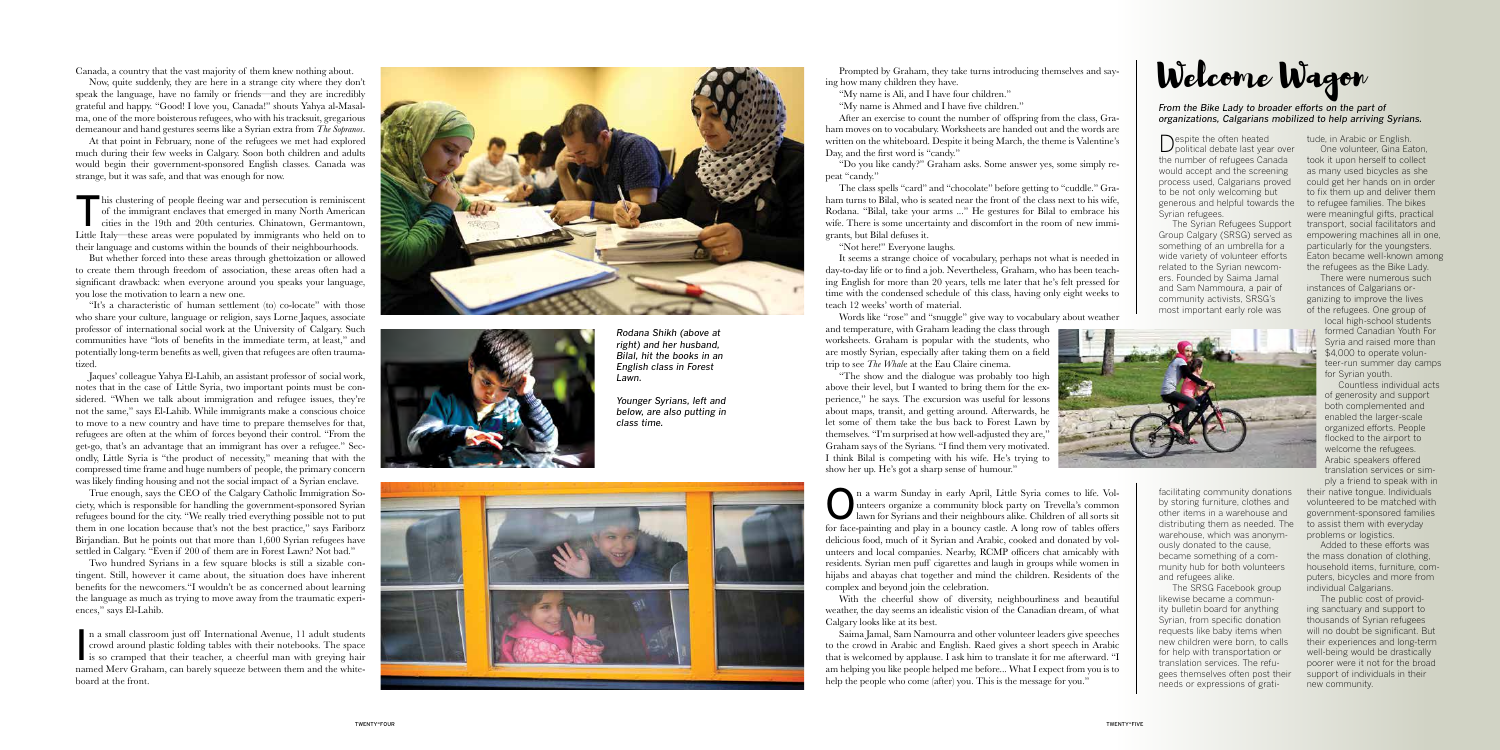Canada, a country that the vast majority of them knew nothing about.

Now, quite suddenly, they are here in a strange city where they don't speak the language, have no family or friends—and they are incredibly grateful and happy. "Good! I love you, Canada!" shouts Yahya al-Masalma, one of the more boisterous refugees, who with his tracksuit, gregarious demeanour and hand gestures seems like a Syrian extra from *The Sopranos*.

At that point in February, none of the refugees we met had explored much during their few weeks in Calgary. Soon both children and adults would begin their government-sponsored English classes. Canada was strange, but it was safe, and that was enough for now.

This clustering of people fleeing war and persecution is reminiscent of the immigrant enclaves that emerged in many North American cities in the 19th and 20th centuries. Chinatown, Germantown, Little Italy—these areas were populated by immigrants who held on to their language and customs within the bounds of their neighbourhoods.

But whether forced into these areas through ghettoization or allowed to create them through freedom of association, these areas often had a significant drawback: when everyone around you speaks your language, you lose the motivation to learn a new one.

"It's a characteristic of human settlement (to) co-locate" with those who share your culture, language or religion, says Lorne Jaques, associate professor of international social work at the University of Calgary. Such communities have "lots of benefits in the immediate term, at least," and potentially long-term benefits as well, given that refugees are often traumatized.

Jaques' colleague Yahya El-Lahib, an assistant professor of social work, notes that in the case of Little Syria, two important points must be considered. "When we talk about immigration and refugee issues, they're not the same," says El-Lahib. While immigrants make a conscious choice to move to a new country and have time to prepare themselves for that, refugees are often at the whim of forces beyond their control. "From the get-go, that's an advantage that an immigrant has over a refugee." Secondly, Little Syria is "the product of necessity," meaning that with the compressed time frame and huge numbers of people, the primary concern was likely finding housing and not the social impact of a Syrian enclave.

True enough, says the CEO of the Calgary Catholic Immigration Society, which is responsible for handling the government-sponsored Syrian refugees bound for the city. "We really tried everything possible not to put them in one location because that's not the best practice," says Fariborz Birjandian. But he points out that more than 1,600 Syrian refugees have settled in Calgary. "Even if 200 of them are in Forest Lawn? Not bad."

Two hundred Syrians in a few square blocks is still a sizable contingent. Still, however it came about, the situation does have inherent benefits for the newcomers. "I wouldn't be as concerned about learning the language as much as trying to move away from the traumatic experiences," says El-Lahib.

In a small classroom just off International Avenue, 11 adult students crowd around plastic folding tables with their notebooks. The space is so cramped that their teacher, a cheerful man with greying hair named Merv Graham, can barely squeeze between them and the whiteboard at the front.

*Rodana Shikh (above at right) and her husband, Bilal, hit the books in an English class in Forest Lawn.*

*Younger Syrians, left and below, are also putting in class time.*

Prompted by Graham, they take turns introducing themselves and saying how many children they have.

"My name is Ali, and I have four children."

"My name is Ahmed and I have five children."

After an exercise to count the number of offspring from the class, Graham moves on to vocabulary. Worksheets are handed out and the words are written on the whiteboard. Despite it being March, the theme is Valentine's Day, and the first word is "candy."

"Do you like candy?" Graham asks. Some answer yes, some simply repeat "candy."

The class spells "card" and "chocolate" before getting to "cuddle." Graham turns to Bilal, who is seated near the front of the class next to his wife, Rodana. "Bilal, take your arms ..." He gestures for Bilal to embrace his wife. There is some uncertainty and discomfort in the room of new immigrants, but Bilal defuses it.

"Not here!" Everyone laughs.

It seems a strange choice of vocabulary, perhaps not what is needed in day-to-day life or to find a job. Nevertheless, Graham, who has been teaching English for more than 20 years, tells me later that he's felt pressed for time with the condensed schedule of this class, having only eight weeks to teach 12 weeks' worth of material.

Words like "rose" and "snuggle" give way to vocabulary about weather and temperature, with Graham leading the class through worksheets. Graham is popular with the students, who are mostly Syrian, especially after taking them on a field trip to see *The Whale* at the Eau Claire cinema.

"The show and the dialogue was probably too high above their level, but I wanted to bring them for the experience," he says. The excursion was useful for lessons about maps, transit, and getting around. Afterwards, he let some of them take the bus back to Forest Lawn by themselves. "I'm surprised at how well-adjusted they are," Graham says of the Syrians. "I find them very motivated. I think Bilal is competing with his wife. He's trying to show her up. He's got a sharp sense of humour."

On a warm Sunday in early April, Little Syria comes to life. Volunteers organize a community block party on Trevella's common lawn for Syrians and their neighbours alike. Children of all sorts sit for face-painting and play in a bouncy castle. A long row of tables offers delicious food, much of it Syrian and Arabic, cooked and donated by volunteers and local companies. Nearby, RCMP officers chat amicably with residents. Syrian men puff cigarettes and laugh in groups while women in hijabs and abayas chat together and mind the children. Residents of the complex and beyond join the celebration.

With the cheerful show of diversity, neighbourliness and beautiful weather, the day seems an idealistic vision of the Canadian dream, of what Calgary looks like at its best.

Saima Jamal, Sam Namoura and other volunteer leaders give speeches to the crowd in Arabic and English. Raed gives a short speech in Arabic that is welcomed by applause. I ask him to translate it for me afterward. "I am helping you like people helped me before... What I expect from you is to help the people who come (after) you. This is the message for you."

# Welcome Wagon

*From the Bike Lady to broader efforts on the part of organizations, Calgarians mobilized to help arriving Syrians.*

Despite the often heated political debate last year over the number of refugees Canada would accept and the screening process used, Calgarians proved to be not only welcoming but generous and helpful towards the Syrian refugees.

The Syrian Refugees Support Group Calgary (SRSG) served as something of an umbrella for a wide variety of volunteer efforts related to the Syrian newcomers. Founded by Saima Jamal and Sam Nammoura, a pair of community activists, SRSG's most important early role was facilitating community donations by storing furniture, clothes and other items in a warehouse and distributing them as needed. The warehouse, which was anonymously donated to the cause, became something of a community hub for both volunteers and refugees alike.

The SRSG Facebook group likewise became a community bulletin board for anything Syrian, from specific donation requests like baby items when new children were born, to calls for help with transportation or translation services. The refugees themselves often post their needs or expressions of gratitude, in Arabic or English.

One volunteer, Gina Eaton, took it upon herself to collect as many used bicycles as she could get her hands on in order to fix them up and deliver them to refugee families. The bikes were meaningful gifts, practical transport, social facilitators and empowering machines all in one, particularly for the youngsters. Eaton became well-known among the refugees as the Bike Lady.

There were numerous such instances of Calgarians organizing to improve the lives of the refugees. One group of local high-school students formed Canadian Youth For Syria and raised more than $4,000 to operate volunteer-run summer day camps for Syrian youth.

Countless individual acts of generosity and support both complemented and enabled the larger-scale organized efforts. People flocked to the airport to welcome the refugees. Arabic speakers offered translation services or simply a friend to speak with in their native tongue. Individuals volunteered to be matched with government-sponsored families to assist them with everyday problems or logistics.

Added to these efforts was the mass donation of clothing, household items, furniture, computers, bicycles and more from individual Calgarians.

The public cost of providing sanctuary and support to thousands of Syrian refugees will no doubt be significant. But their experiences and long-term well-being would be drastically poorer were it not for the broad support of individuals in their new community.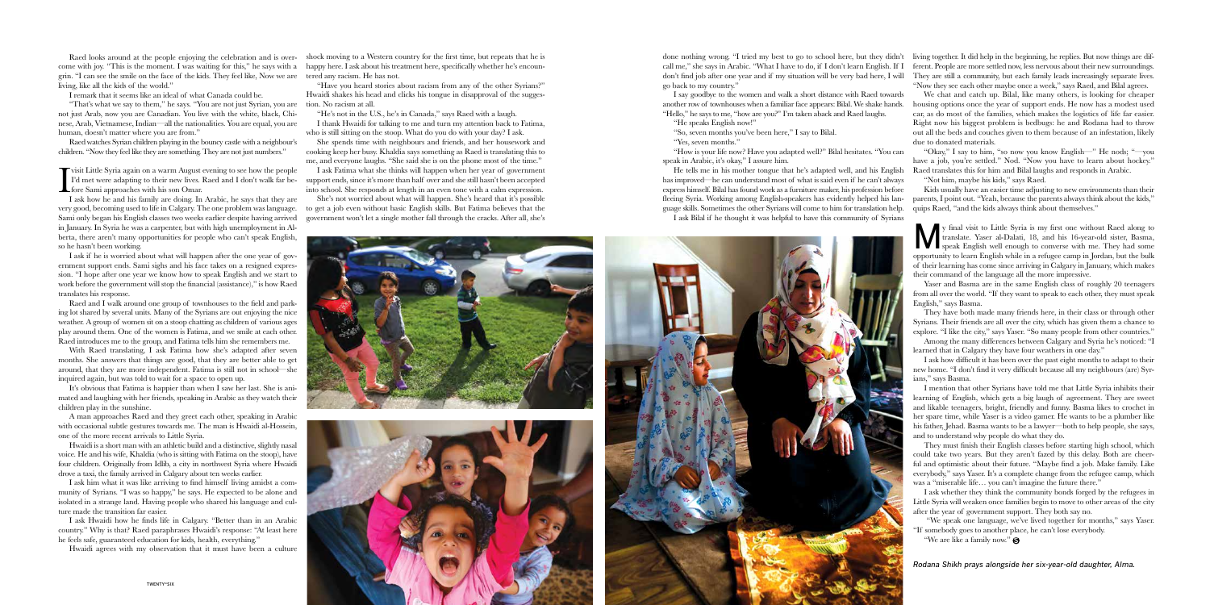Raed looks around at the people enjoying the celebration and is overcome with joy. "This is the moment. I was waiting for this," he says with a grin. "I can see the smile on the face of the kids. They feel like, Now we are living, like all the kids of the world."

I remark that it seems like an ideal of what Canada could be.

"That's what we say to them," he says. "You are not just Syrian, you are not just Arab, now you are Canadian. You live with the white, black, Chinese, Arab, Vietnamese, Indian—all the nationalities. You are equal, you are human, doesn't matter where you are from."

Raed watches Syrian children playing in the bouncy castle with a neighbour's children. "Now they feel like they are something. They are not just numbers."

I visit Little Syria again on a warm August evening to see how the people I'd met were adapting to their new lives. Raed and I don't walk far before Sami approaches with his son Omar.

I ask how he and his family are doing. In Arabic, he says that they are very good, becoming used to life in Calgary. The one problem was language. Sami only began his English classes two weeks earlier despite having arrived in January. In Syria he was a carpenter, but with high unemployment in Alberta, there aren't many opportunities for people who can't speak English, so he hasn't been working.

I ask if he is worried about what will happen after the one year of government support ends. Sami sighs and his face takes on a resigned expression. "I hope after one year we know how to speak English and we start to work before the government will stop the financial [assistance]," is how Raed translates his response.

Raed and I walk around one group of townhouses to the field and parking lot shared by several units. Many of the Syrians are out enjoying the nice weather. A group of women sit on a stoop chatting as children of various ages play around them. One of the women is Fatima, and we smile at each other. Raed introduces me to the group, and Fatima tells him she remembers me.

With Raed translating, I ask Fatima how she's adapted after seven months. She answers that things are good, that they are better able to get around, that they are more independent. Fatima is still not in school—she inquired again, but was told to wait for a space to open up.

It's obvious that Fatima is happier than when I saw her last. She is animated and laughing with her friends, speaking in Arabic as they watch their children play in the sunshine.

A man approaches Raed and they greet each other, speaking in Arabic with occasional subtle gestures towards me. The man is Hwaidi al-Hossein, one of the more recent arrivals to Little Syria.

Hwaidi is a short man with an athletic build and a distinctive, slightly nasal voice. He and his wife, Khaldia (who is sitting with Fatima on the stoop), have four children. Originally from Idlib, a city in northwest Syria where Hwaidi drove a taxi, the family arrived in Calgary about ten weeks earlier.

I ask him what it was like arriving to find himself living amidst a community of Syrians. "I was so happy," he says. He expected to be alone and isolated in a strange land. Having people who shared his language and culture made the transition far easier.

I ask Hwaidi how he finds life in Calgary. "Better than in an Arabic country." Why is that? Raed paraphrases Hwaidi's response: "At least here he feels safe, guaranteed education for kids, health, everything."

Hwaidi agrees with my observation that it must have been a culture shock moving to a Western country for the first time, but repeats that he is happy here. I ask about his treatment here, specifically whether he's encountered any racism. He has not.

"Have you heard stories about racism from any of the other Syrians?" Hwaidi shakes his head and clicks his tongue in disapproval of the suggestion. No racism at all.

"He's not in the U.S., he's in Canada," says Raed with a laugh.

I thank Hwaidi for talking to me and turn my attention back to Fatima, who is still sitting on the stoop. What do you do with your day? I ask.

She spends time with neighbours and friends, and her housework and cooking keep her busy. Khaldia says something as Raed is translating this to me, and everyone laughs. "She said she is on the phone most of the time."

I ask Fatima what she thinks will happen when her year of government support ends, since it's more than half over and she still hasn't been accepted into school. She responds at length in an even tone with a calm expression.

She's not worried about what will happen. She's heard that it's possible to get a job even without basic English skills. But Fatima believes that the government won't let a single mother fall through the cracks. After all, she's done nothing wrong. "I tried my best to go to school here, but they didn't call me," she says in Arabic. "What I have to do, if I don't learn English. If I don't find job after one year and if my situation will be very bad here, I will go back to my country."

I say goodbye to the women and walk a short distance with Raed towards another row of townhouses when a familiar face appears: Bilal. We shake hands. "Hello," he says to me, "how are you?" I'm taken aback and Raed laughs.

"He speaks English now!"

"So, seven months you've been here," I say to Bilal.

"Yes, seven months."

"How is your life now? Have you adapted well?" Bilal hesitates. "You can speak in Arabic, it's okay," I assure him.

He tells me in his mother tongue that he's adapted well, and his English has improved—he can understand most of what is said even if he can't always express himself. Bilal has found work as a furniture maker, his profession before fleeing Syria. Working among English-speakers has evidently helped his language skills. Sometimes the other Syrians will come to him for translation help.

I ask Bilal if he thought it was helpful to have this community of Syrians living together. It did help in the beginning, he replies. But now things are different. People are more settled now, less nervous about their new surroundings. They are still a community, but each family leads increasingly separate lives. "Now they see each other maybe once a week," says Raed, and Bilal agrees.

We chat and catch up. Bilal, like many others, is looking for cheaper housing options once the year of support ends. He now has a modest used car, as do most of the families, which makes the logistics of life far easier. Right now his biggest problem is bedbugs: he and Rodana had to throw out all the beds and couches given to them because of an infestation, likely due to donated materials.

"Okay," I say to him, "so now you know English—" He nods; "—you have a job, you're settled." Nod. "Now you have to learn about hockey." Raed translates this for him and Bilal laughs and responds in Arabic.

"Not him, maybe his kids," says Raed.

Kids usually have an easier time adjusting to new environments than their parents, I point out. "Yeah, because the parents always think about the kids," quips Raed, "and the kids always think about themselves."

My final visit to Little Syria is my first one without Raed along to translate. Yaser al-Dalati, 18, and his 16-year-old sister, Basma, speak English well enough to converse with me. They had some opportunity to learn English while in a refugee camp in Jordan, but the bulk of their learning has come since arriving in Calgary in January, which makes their command of the language all the more impressive.

Yaser and Basma are in the same English class of roughly 20 teenagers from all over the world. "If they want to speak to each other, they must speak English," says Basma.

They have both made many friends here, in their class or through other Syrians. Their friends are all over the city, which has given them a chance to explore. "I like the city," says Yaser. "So many people from other countries."

Among the many differences between Calgary and Syria he's noticed: "I learned that in Calgary they have four weathers in one day."

I ask how difficult it has been over the past eight months to adapt to their new home. "I don't find it very difficult because all my neighbours (are) Syrians," says Basma.

I mention that other Syrians have told me that Little Syria inhibits their learning of English, which gets a big laugh of agreement. They are sweet and likable teenagers, bright, friendly and funny. Basma likes to crochet in her spare time, while Yaser is a video gamer. He wants to be a plumber like his father, Jehad. Basma wants to be a lawyer—both to help people, she says, and to understand why people do what they do.

They must finish their English classes before starting high school, which could take two years. But they aren't fazed by this delay. Both are cheerful and optimistic about their future. "Maybe find a job. Make family. Like everybody," says Yaser. It's a complete change from the refugee camp, which was a "miserable life… you can't imagine the future there."

I ask whether they think the community bonds forged by the refugees in Little Syria will weaken once families begin to move to other areas of the city after the year of government support. They both say no.

"We speak one language, we've lived together for months," says Yaser. "If somebody goes to another place, he can't lose everybody.

"We are like a family now."

*Rodana Shikh prays alongside her six-year-old daughter, Alma.*